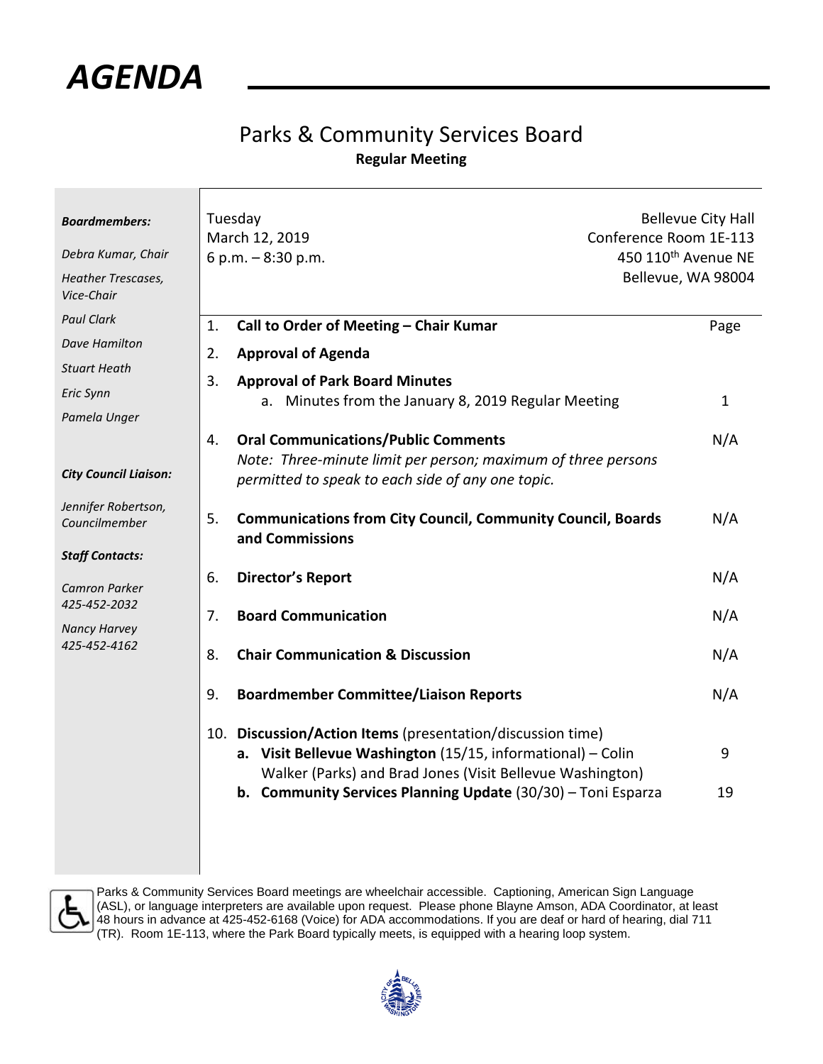# AGENDA

## Parks & Community Services Board

**Regular Meeting**

***Boardmembers:***

*Debra Kumar, Chair*

*Heather Trescases, Vice-Chair*

*Paul Clark*

*Dave Hamilton*

*Stuart Heath*

*Eric Synn*

*Pamela Unger*

***City Council Liaison:***

*Jennifer Robertson, Councilmember*

***Staff Contacts:***

*Camron Parker*
*425-452-2032*

*Nancy Harvey*
*425-452-4162*

Tuesday
March 12, 2019
6 p.m. – 8:30 p.m.

Bellevue City Hall
Conference Room 1E-113
450 110th Avenue NE
Bellevue, WA 98004

| | | Page |
|---|---|---|
| 1. | **Call to Order of Meeting – Chair Kumar** | |
| 2. | **Approval of Agenda** | |
| 3. | **Approval of Park Board Minutes** | |
| | a. Minutes from the January 8, 2019 Regular Meeting | 1 |
| 4. | **Oral Communications/Public Comments** *Note: Three-minute limit per person; maximum of three persons permitted to speak to each side of any one topic.* | N/A |
| 5. | **Communications from City Council, Community Council, Boards and Commissions** | N/A |
| 6. | **Director's Report** | N/A |
| 7. | **Board Communication** | N/A |
| 8. | **Chair Communication & Discussion** | N/A |
| 9. | **Boardmember Committee/Liaison Reports** | N/A |
| 10. | **Discussion/Action Items** (presentation/discussion time) | |
| | **a. Visit Bellevue Washington** (15/15, informational) – Colin Walker (Parks) and Brad Jones (Visit Bellevue Washington) | 9 |
| | **b. Community Services Planning Update** (30/30) – Toni Esparza | 19 |

Parks & Community Services Board meetings are wheelchair accessible. Captioning, American Sign Language (ASL), or language interpreters are available upon request. Please phone Blayne Amson, ADA Coordinator, at least 48 hours in advance at 425-452-6168 (Voice) for ADA accommodations. If you are deaf or hard of hearing, dial 711 (TR). Room 1E-113, where the Park Board typically meets, is equipped with a hearing loop system.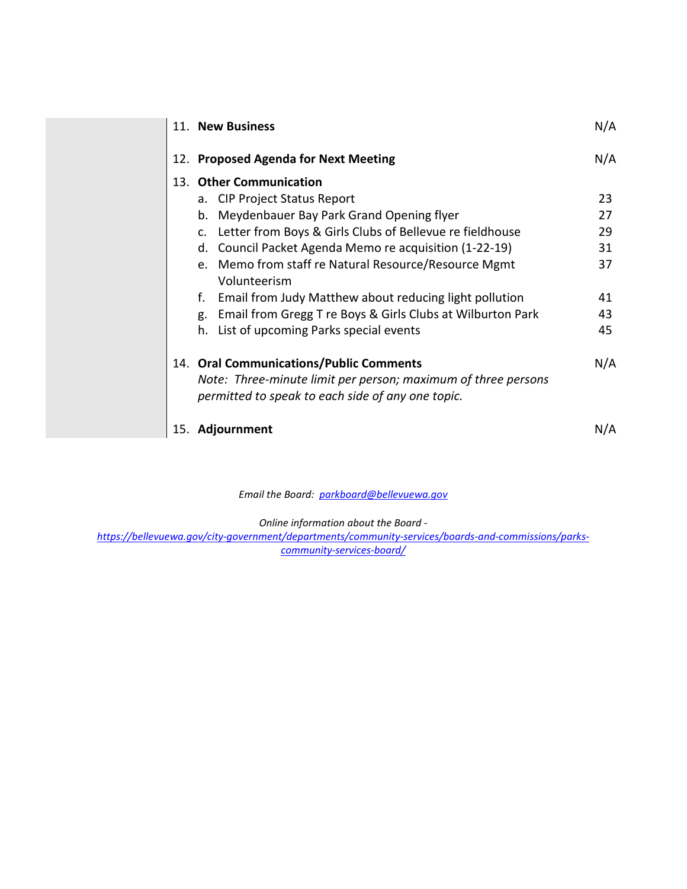| | | |
|---|---|---|
| | 11. **New Business** | N/A |
| | 12. **Proposed Agenda for Next Meeting** | N/A |
| | 13. **Other Communication** | |
| | a. CIP Project Status Report | 23 |
| | b. Meydenbauer Bay Park Grand Opening flyer | 27 |
| | c. Letter from Boys & Girls Clubs of Bellevue re fieldhouse | 29 |
| | d. Council Packet Agenda Memo re acquisition (1-22-19) | 31 |
| | e. Memo from staff re Natural Resource/Resource Mgmt Volunteerism | 37 |
| | f. Email from Judy Matthew about reducing light pollution | 41 |
| | g. Email from Gregg T re Boys & Girls Clubs at Wilburton Park | 43 |
| | h. List of upcoming Parks special events | 45 |
| | 14. **Oral Communications/Public Comments**<br>*Note: Three-minute limit per person; maximum of three persons permitted to speak to each side of any one topic.* | N/A |
| | 15. **Adjournment** | N/A |

*Email the Board: [parkboard@bellevuewa.gov](mailto:parkboard@bellevuewa.gov)*

*Online information about the Board - [https://bellevuewa.gov/city-government/departments/community-services/boards-and-commissions/parks-community-services-board/](https://bellevuewa.gov/city-government/departments/community-services/boards-and-commissions/parks-community-services-board/)*